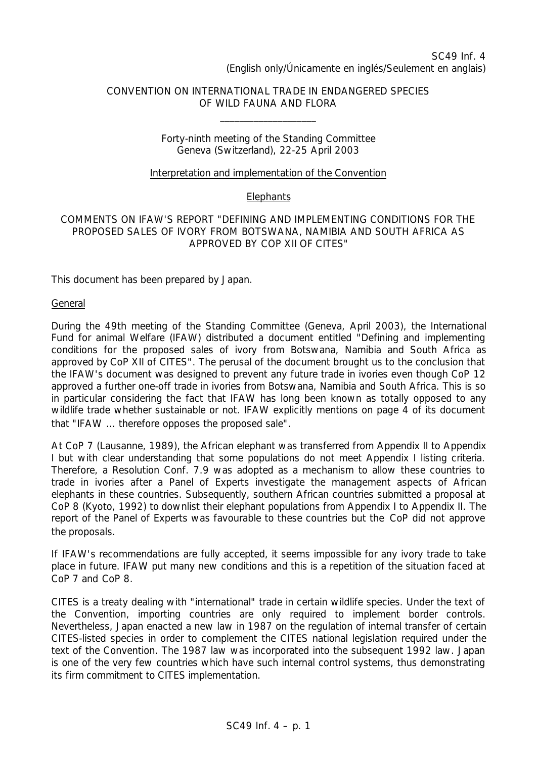SC49 Inf. 4
(English only/Únicamente en inglés/Seulement en anglais)

CONVENTION ON INTERNATIONAL TRADE IN ENDANGERED SPECIES
OF WILD FAUNA AND FLORA

---

Forty-ninth meeting of the Standing Committee
Geneva (Switzerland), 22-25 April 2003

Interpretation and implementation of the Convention

Elephants

COMMENTS ON IFAW'S REPORT "DEFINING AND IMPLEMENTING CONDITIONS FOR THE PROPOSED SALES OF IVORY FROM BOTSWANA, NAMIBIA AND SOUTH AFRICA AS APPROVED BY COP XII OF CITES"

This document has been prepared by Japan.

General

During the 49th meeting of the Standing Committee (Geneva, April 2003), the International Fund for animal Welfare (IFAW) distributed a document entitled "Defining and implementing conditions for the proposed sales of ivory from Botswana, Namibia and South Africa as approved by CoP XII of CITES". The perusal of the document brought us to the conclusion that the IFAW's document was designed to prevent any future trade in ivories even though CoP 12 approved a further one-off trade in ivories from Botswana, Namibia and South Africa. This is so in particular considering the fact that IFAW has long been known as totally opposed to any wildlife trade whether sustainable or not. IFAW explicitly mentions on page 4 of its document that "IFAW ... therefore opposes the proposed sale".

At CoP 7 (Lausanne, 1989), the African elephant was transferred from Appendix II to Appendix I but with clear understanding that some populations do not meet Appendix I listing criteria. Therefore, a Resolution Conf. 7.9 was adopted as a mechanism to allow these countries to trade in ivories after a Panel of Experts investigate the management aspects of African elephants in these countries. Subsequently, southern African countries submitted a proposal at CoP 8 (Kyoto, 1992) to downlist their elephant populations from Appendix I to Appendix II. The report of the Panel of Experts was favourable to these countries but the CoP did not approve the proposals.

If IFAW's recommendations are fully accepted, it seems impossible for any ivory trade to take place in future. IFAW put many new conditions and this is a repetition of the situation faced at CoP 7 and CoP 8.

CITES is a treaty dealing with "international" trade in certain wildlife species. Under the text of the Convention, importing countries are only required to implement border controls. Nevertheless, Japan enacted a new law in 1987 on the regulation of internal transfer of certain CITES-listed species in order to complement the CITES national legislation required under the text of the Convention. The 1987 law was incorporated into the subsequent 1992 law. Japan is one of the very few countries which have such internal control systems, thus demonstrating its firm commitment to CITES implementation.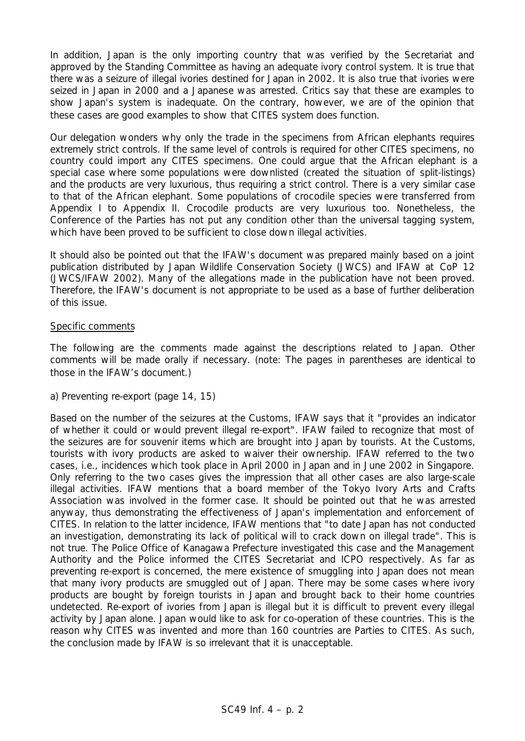In addition, Japan is the only importing country that was verified by the Secretariat and approved by the Standing Committee as having an adequate ivory control system. It is true that there was a seizure of illegal ivories destined for Japan in 2002. It is also true that ivories were seized in Japan in 2000 and a Japanese was arrested. Critics say that these are examples to show Japan's system is inadequate. On the contrary, however, we are of the opinion that these cases are good examples to show that CITES system does function.

Our delegation wonders why only the trade in the specimens from African elephants requires extremely strict controls. If the same level of controls is required for other CITES specimens, no country could import any CITES specimens. One could argue that the African elephant is a special case where some populations were downlisted (created the situation of split-listings) and the products are very luxurious, thus requiring a strict control. There is a very similar case to that of the African elephant. Some populations of crocodile species were transferred from Appendix I to Appendix II. Crocodile products are very luxurious too. Nonetheless, the Conference of the Parties has not put any condition other than the universal tagging system, which have been proved to be sufficient to close down illegal activities.

It should also be pointed out that the IFAW's document was prepared mainly based on a joint publication distributed by Japan Wildlife Conservation Society (JWCS) and IFAW at CoP 12 (JWCS/IFAW 2002). Many of the allegations made in the publication have not been proved. Therefore, the IFAW's document is not appropriate to be used as a base of further deliberation of this issue.

Specific comments

The following are the comments made against the descriptions related to Japan. Other comments will be made orally if necessary. (note: The pages in parentheses are identical to those in the IFAW's document.)

a) Preventing re-export (page 14, 15)

Based on the number of the seizures at the Customs, IFAW says that it "provides an indicator of whether it could or would prevent illegal re-export". IFAW failed to recognize that most of the seizures are for souvenir items which are brought into Japan by tourists. At the Customs, tourists with ivory products are asked to waiver their ownership. IFAW referred to the two cases, i.e., incidences which took place in April 2000 in Japan and in June 2002 in Singapore. Only referring to the two cases gives the impression that all other cases are also large-scale illegal activities. IFAW mentions that a board member of the Tokyo Ivory Arts and Crafts Association was involved in the former case. It should be pointed out that he was arrested anyway, thus demonstrating the effectiveness of Japan's implementation and enforcement of CITES. In relation to the latter incidence, IFAW mentions that "to date Japan has not conducted an investigation, demonstrating its lack of political will to crack down on illegal trade". This is not true. The Police Office of Kanagawa Prefecture investigated this case and the Management Authority and the Police informed the CITES Secretariat and ICPO respectively. As far as preventing re-export is concerned, the mere existence of smuggling into Japan does not mean that many ivory products are smuggled out of Japan. There may be some cases where ivory products are bought by foreign tourists in Japan and brought back to their home countries undetected. Re-export of ivories from Japan is illegal but it is difficult to prevent every illegal activity by Japan alone. Japan would like to ask for co-operation of these countries. This is the reason why CITES was invented and more than 160 countries are Parties to CITES. As such, the conclusion made by IFAW is so irrelevant that it is unacceptable.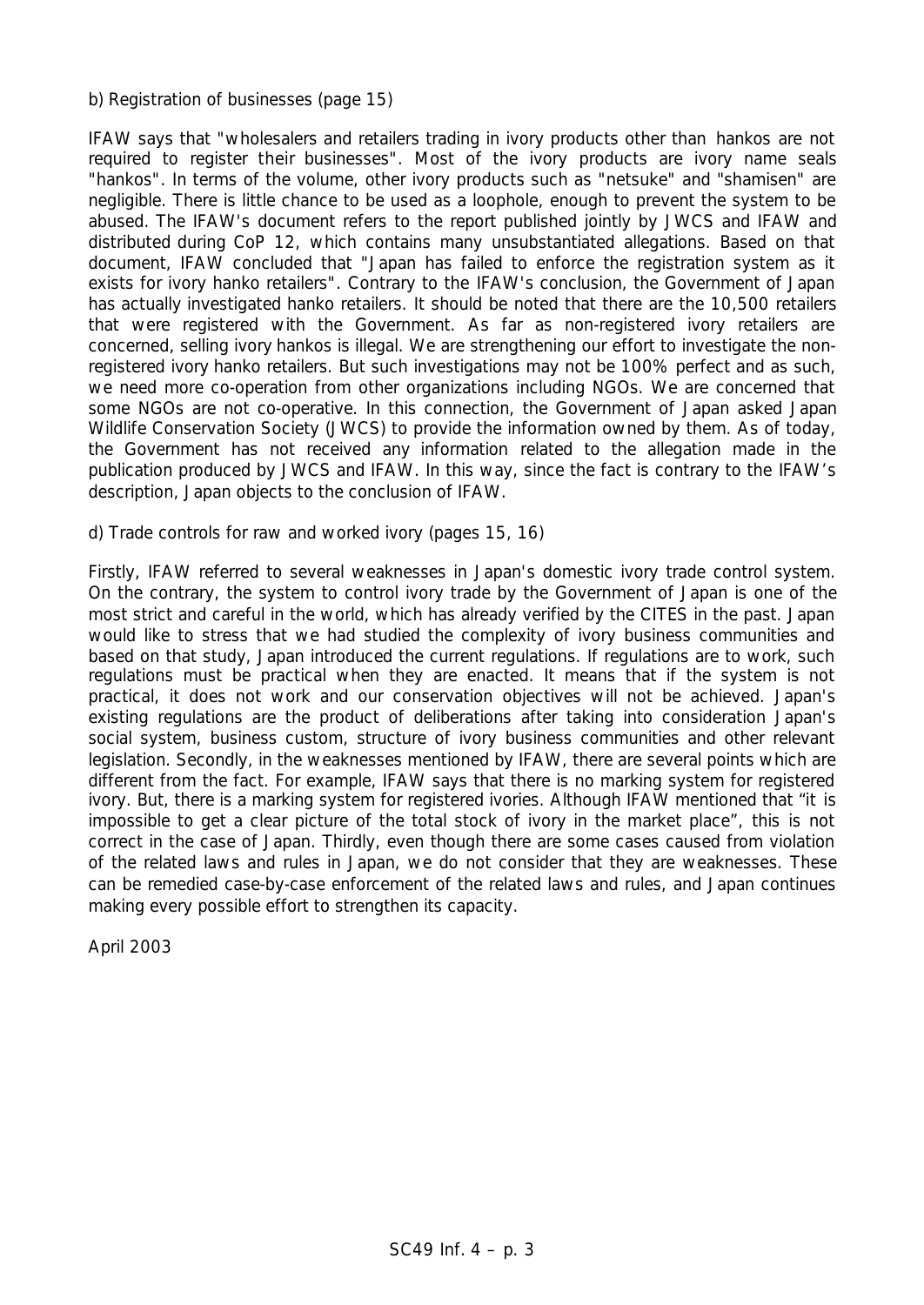b) Registration of businesses (page 15)

IFAW says that "wholesalers and retailers trading in ivory products other than hankos are not required to register their businesses". Most of the ivory products are ivory name seals "hankos". In terms of the volume, other ivory products such as "netsuke" and "shamisen" are negligible. There is little chance to be used as a loophole, enough to prevent the system to be abused. The IFAW's document refers to the report published jointly by JWCS and IFAW and distributed during CoP 12, which contains many unsubstantiated allegations. Based on that document, IFAW concluded that "Japan has failed to enforce the registration system as it exists for ivory hanko retailers". Contrary to the IFAW's conclusion, the Government of Japan has actually investigated hanko retailers. It should be noted that there are the 10,500 retailers that were registered with the Government. As far as non-registered ivory retailers are concerned, selling ivory hankos is illegal. We are strengthening our effort to investigate the non-registered ivory hanko retailers. But such investigations may not be 100% perfect and as such, we need more co-operation from other organizations including NGOs. We are concerned that some NGOs are not co-operative. In this connection, the Government of Japan asked Japan Wildlife Conservation Society (JWCS) to provide the information owned by them. As of today, the Government has not received any information related to the allegation made in the publication produced by JWCS and IFAW. In this way, since the fact is contrary to the IFAW's description, Japan objects to the conclusion of IFAW.

d) Trade controls for raw and worked ivory (pages 15, 16)

Firstly, IFAW referred to several weaknesses in Japan's domestic ivory trade control system. On the contrary, the system to control ivory trade by the Government of Japan is one of the most strict and careful in the world, which has already verified by the CITES in the past. Japan would like to stress that we had studied the complexity of ivory business communities and based on that study, Japan introduced the current regulations. If regulations are to work, such regulations must be practical when they are enacted. It means that if the system is not practical, it does not work and our conservation objectives will not be achieved. Japan's existing regulations are the product of deliberations after taking into consideration Japan's social system, business custom, structure of ivory business communities and other relevant legislation. Secondly, in the weaknesses mentioned by IFAW, there are several points which are different from the fact. For example, IFAW says that there is no marking system for registered ivory. But, there is a marking system for registered ivories. Although IFAW mentioned that "it is impossible to get a clear picture of the total stock of ivory in the market place", this is not correct in the case of Japan. Thirdly, even though there are some cases caused from violation of the related laws and rules in Japan, we do not consider that they are weaknesses. These can be remedied case-by-case enforcement of the related laws and rules, and Japan continues making every possible effort to strengthen its capacity.

April 2003